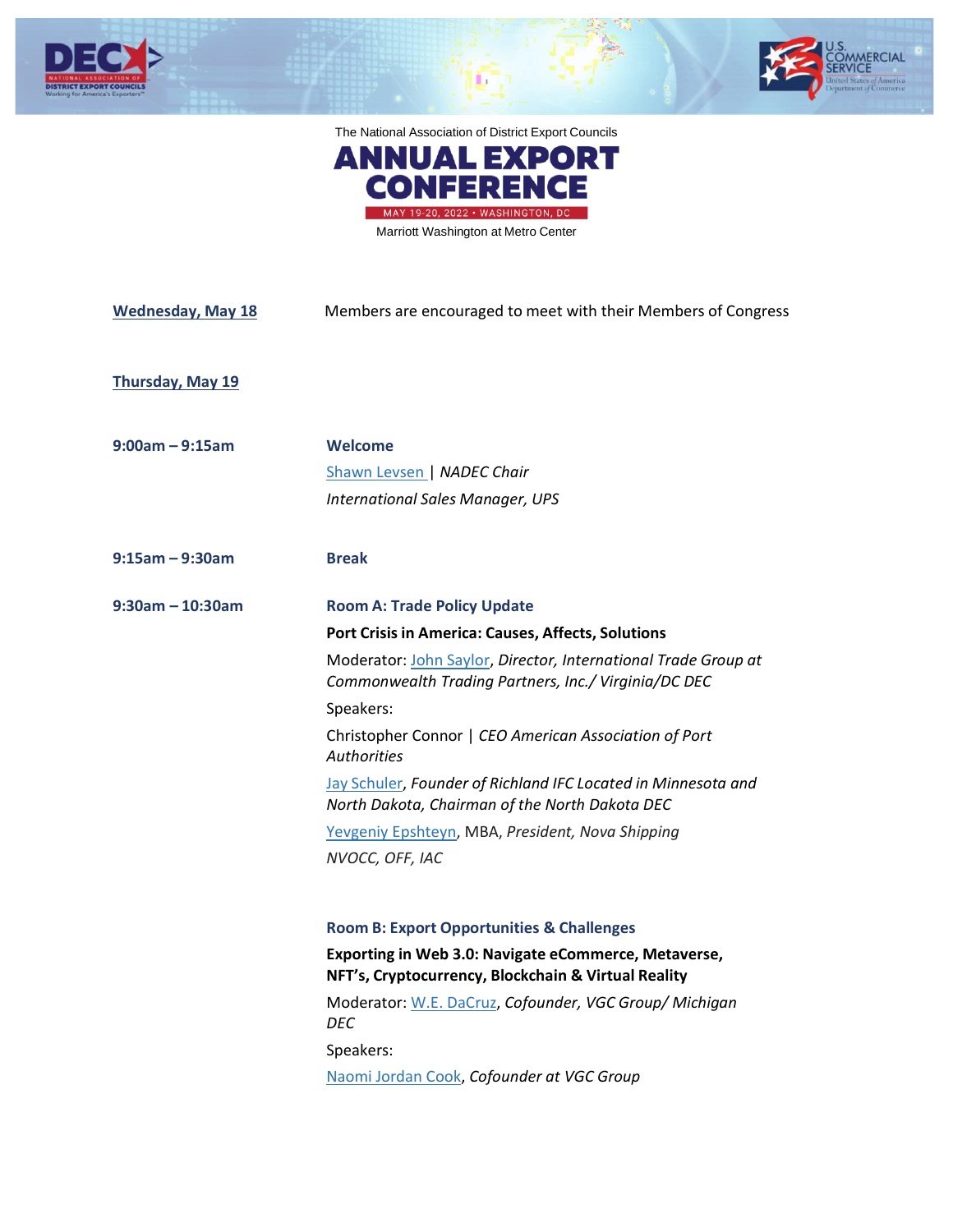The National Association of District Export Councils

# ANNUAL EXPORT CONFERENCE

MAY 19-20, 2022 • WASHINGTON, DC

Marriott Washington at Metro Center

**Wednesday, May 18** Members are encouraged to meet with their Members of Congress

**Thursday, May 19**

**9:00am – 9:15am** **Welcome**

Shawn Levsen | *NADEC Chair*

*International Sales Manager, UPS*

**9:15am – 9:30am** **Break**

**9:30am – 10:30am** **Room A: Trade Policy Update**

**Port Crisis in America: Causes, Affects, Solutions**

Moderator: John Saylor, *Director, International Trade Group at Commonwealth Trading Partners, Inc./ Virginia/DC DEC*

Speakers:

Christopher Connor | *CEO American Association of Port Authorities*

Jay Schuler, *Founder of Richland IFC Located in Minnesota and North Dakota, Chairman of the North Dakota DEC*

Yevgeniy Epshteyn, MBA, *President, Nova Shipping NVOCC, OFF, IAC*

**Room B: Export Opportunities & Challenges**

**Exporting in Web 3.0: Navigate eCommerce, Metaverse, NFT's, Cryptocurrency, Blockchain & Virtual Reality**

Moderator: W.E. DaCruz, *Cofounder, VGC Group/ Michigan DEC*

Speakers:

Naomi Jordan Cook, *Cofounder at VGC Group*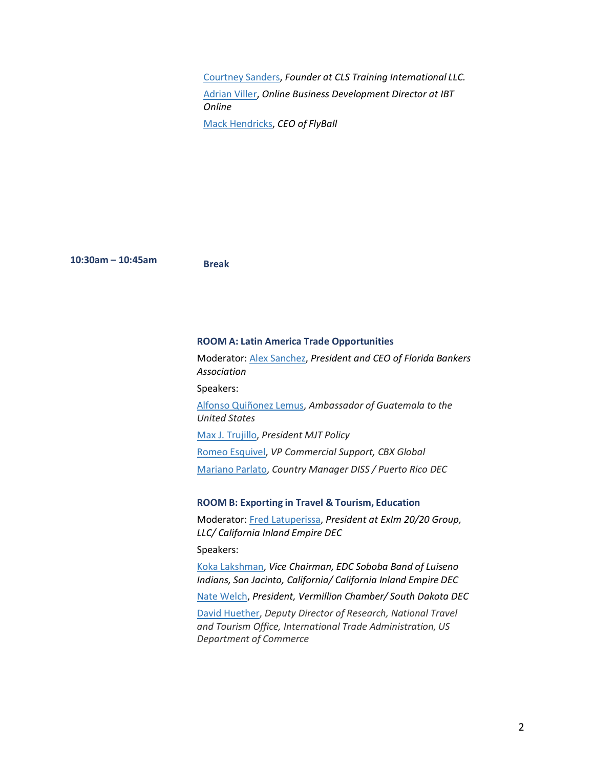[Courtney Sanders](), *Founder at CLS Training International LLC.*

[Adrian Viller](), *Online Business Development Director at IBT Online*

[Mack Hendricks](), *CEO of FlyBall*

**10:30am – 10:45am** **Break**

**ROOM A: Latin America Trade Opportunities**

Moderator: [Alex Sanchez](), *President and CEO of Florida Bankers Association*

Speakers:

[Alfonso Quiñonez Lemus](), *Ambassador of Guatemala to the United States*

[Max J. Trujillo](), *President MJT Policy*

[Romeo Esquivel](), *VP Commercial Support, CBX Global*

[Mariano Parlato](), *Country Manager DISS / Puerto Rico DEC*

**ROOM B: Exporting in Travel & Tourism, Education**

Moderator: [Fred Latuperissa](), *President at ExIm 20/20 Group, LLC/ California Inland Empire DEC*

Speakers:

[Koka Lakshman](), *Vice Chairman, EDC Soboba Band of Luiseno Indians, San Jacinto, California/ California Inland Empire DEC*

[Nate Welch](), *President, Vermillion Chamber/ South Dakota DEC*

[David Huether](), *Deputy Director of Research, National Travel and Tourism Office, International Trade Administration, US Department of Commerce*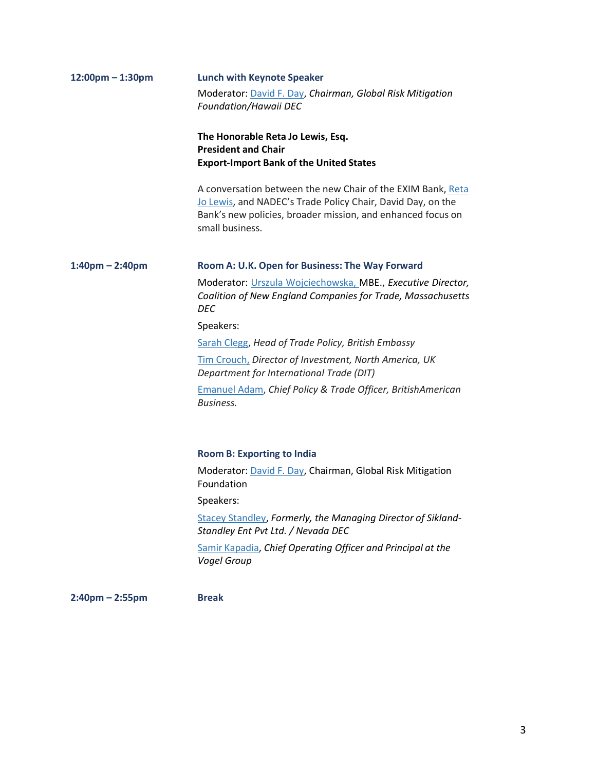**12:00pm – 1:30pm** **Lunch with Keynote Speaker**

Moderator: David F. Day, *Chairman, Global Risk Mitigation Foundation/Hawaii DEC*

**The Honorable Reta Jo Lewis, Esq.**
**President and Chair**
**Export-Import Bank of the United States**

A conversation between the new Chair of the EXIM Bank, Reta Jo Lewis, and NADEC's Trade Policy Chair, David Day, on the Bank's new policies, broader mission, and enhanced focus on small business.

**1:40pm – 2:40pm** **Room A: U.K. Open for Business: The Way Forward**

Moderator: Urszula Wojciechowska, MBE., *Executive Director, Coalition of New England Companies for Trade, Massachusetts DEC*

Speakers:

Sarah Clegg, *Head of Trade Policy, British Embassy*

Tim Crouch, *Director of Investment, North America, UK Department for International Trade (DIT)*

Emanuel Adam, *Chief Policy & Trade Officer, BritishAmerican Business.*

**Room B: Exporting to India**

Moderator: David F. Day, Chairman, Global Risk Mitigation Foundation

Speakers:

Stacey Standley, *Formerly, the Managing Director of Sikland-Standley Ent Pvt Ltd. / Nevada DEC*

Samir Kapadia, *Chief Operating Officer and Principal at the Vogel Group*

**2:40pm – 2:55pm** **Break**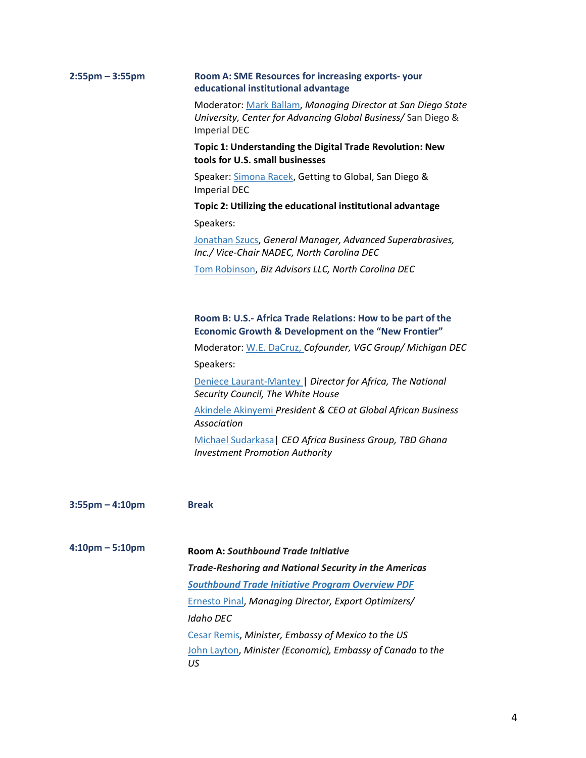**2:55pm – 3:55pm**

**Room A: SME Resources for increasing exports- your educational institutional advantage**

Moderator: Mark Ballam, *Managing Director at San Diego State University, Center for Advancing Global Business/* San Diego & Imperial DEC

**Topic 1: Understanding the Digital Trade Revolution: New tools for U.S. small businesses**

Speaker: Simona Racek, Getting to Global, San Diego & Imperial DEC

**Topic 2: Utilizing the educational institutional advantage**

Speakers:

Jonathan Szucs, *General Manager, Advanced Superabrasives, Inc./ Vice-Chair NADEC, North Carolina DEC*

Tom Robinson, *Biz Advisors LLC, North Carolina DEC*

**Room B: U.S.- Africa Trade Relations: How to be part of the Economic Growth & Development on the "New Frontier"**

Moderator: W.E. DaCruz, *Cofounder, VGC Group/ Michigan DEC*

Speakers:

Deniece Laurant-Mantey | *Director for Africa, The National Security Council, The White House*

Akindele Akinyemi *President & CEO at Global African Business Association*

Michael Sudarkasa| *CEO Africa Business Group, TBD Ghana Investment Promotion Authority*

**3:55pm – 4:10pm**

**Break**

**4:10pm – 5:10pm**

**Room A:** ***Southbound Trade Initiative***

***Trade-Reshoring and National Security in the Americas***

***Southbound Trade Initiative Program Overview PDF***

Ernesto Pinal, *Managing Director, Export Optimizers/*

*Idaho DEC*

Cesar Remis, *Minister, Embassy of Mexico to the US*

John Layton, *Minister (Economic), Embassy of Canada to the US*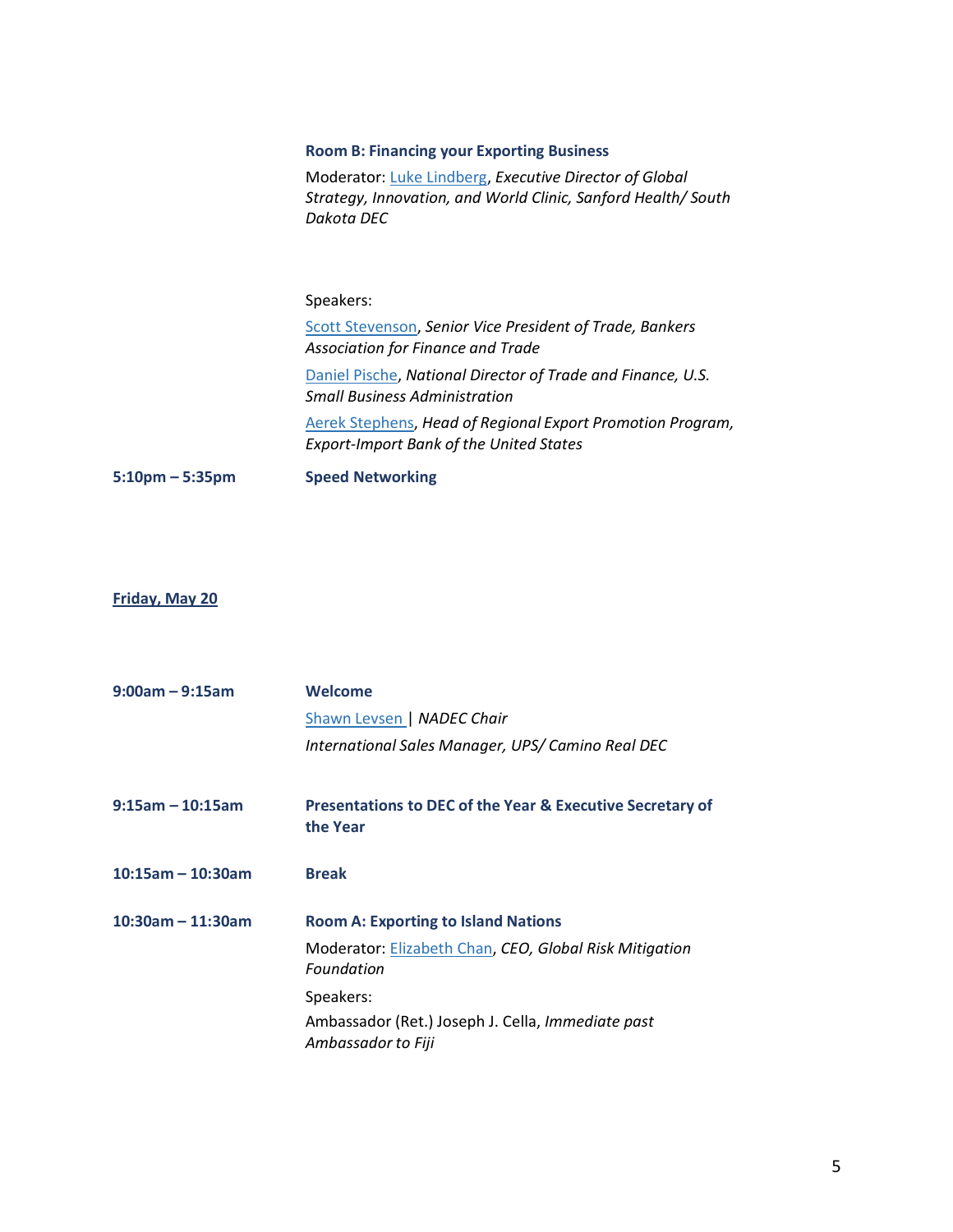**Room B: Financing your Exporting Business**

Moderator: Luke Lindberg, *Executive Director of Global Strategy, Innovation, and World Clinic, Sanford Health/ South Dakota DEC*

Speakers:

Scott Stevenson, *Senior Vice President of Trade, Bankers Association for Finance and Trade*

Daniel Pische, *National Director of Trade and Finance, U.S. Small Business Administration*

Aerek Stephens, *Head of Regional Export Promotion Program, Export-Import Bank of the United States*

**5:10pm – 5:35pm** **Speed Networking**

## Friday, May 20

**9:00am – 9:15am** **Welcome**

Shawn Levsen | *NADEC Chair*

*International Sales Manager, UPS/ Camino Real DEC*

**9:15am – 10:15am** **Presentations to DEC of the Year & Executive Secretary of the Year**

**10:15am – 10:30am** **Break**

**10:30am – 11:30am** **Room A: Exporting to Island Nations**

Moderator: Elizabeth Chan, *CEO, Global Risk Mitigation Foundation*

Speakers:

Ambassador (Ret.) Joseph J. Cella, *Immediate past Ambassador to Fiji*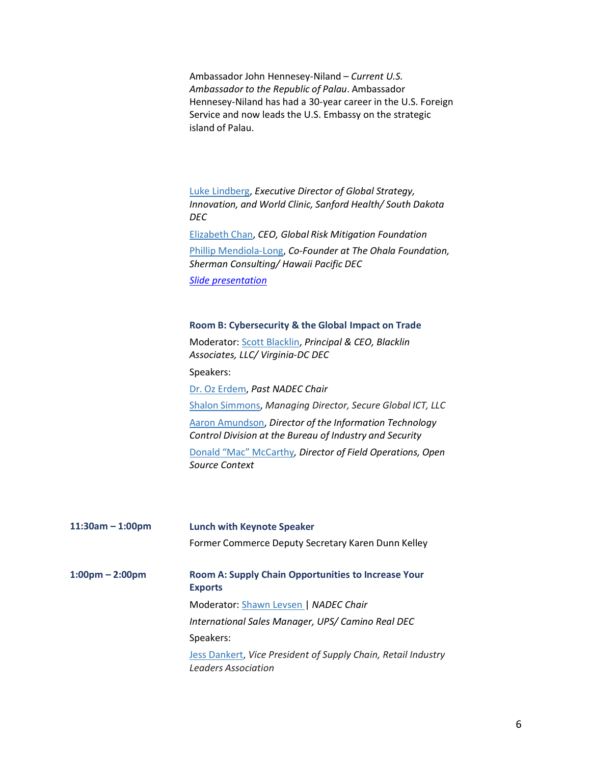Ambassador John Hennesey-Niland – *Current U.S. Ambassador to the Republic of Palau*. Ambassador Hennesey-Niland has had a 30-year career in the U.S. Foreign Service and now leads the U.S. Embassy on the strategic island of Palau.

Luke Lindberg, *Executive Director of Global Strategy, Innovation, and World Clinic, Sanford Health/ South Dakota DEC*

Elizabeth Chan, *CEO, Global Risk Mitigation Foundation*

Phillip Mendiola-Long, *Co-Founder at The Ohala Foundation, Sherman Consulting/ Hawaii Pacific DEC*

*Slide presentation*

**Room B: Cybersecurity & the Global Impact on Trade**

Moderator: Scott Blacklin, *Principal & CEO, Blacklin Associates, LLC/ Virginia-DC DEC*

Speakers:

Dr. Oz Erdem, *Past NADEC Chair*

Shalon Simmons, *Managing Director, Secure Global ICT, LLC*

Aaron Amundson, *Director of the Information Technology Control Division at the Bureau of Industry and Security*

Donald "Mac" McCarthy, *Director of Field Operations, Open Source Context*

**11:30am – 1:00pm** **Lunch with Keynote Speaker**

Former Commerce Deputy Secretary Karen Dunn Kelley

**1:00pm – 2:00pm** **Room A: Supply Chain Opportunities to Increase Your Exports**

Moderator: Shawn Levsen | *NADEC Chair*

*International Sales Manager, UPS/ Camino Real DEC*

Speakers:

Jess Dankert, *Vice President of Supply Chain, Retail Industry Leaders Association*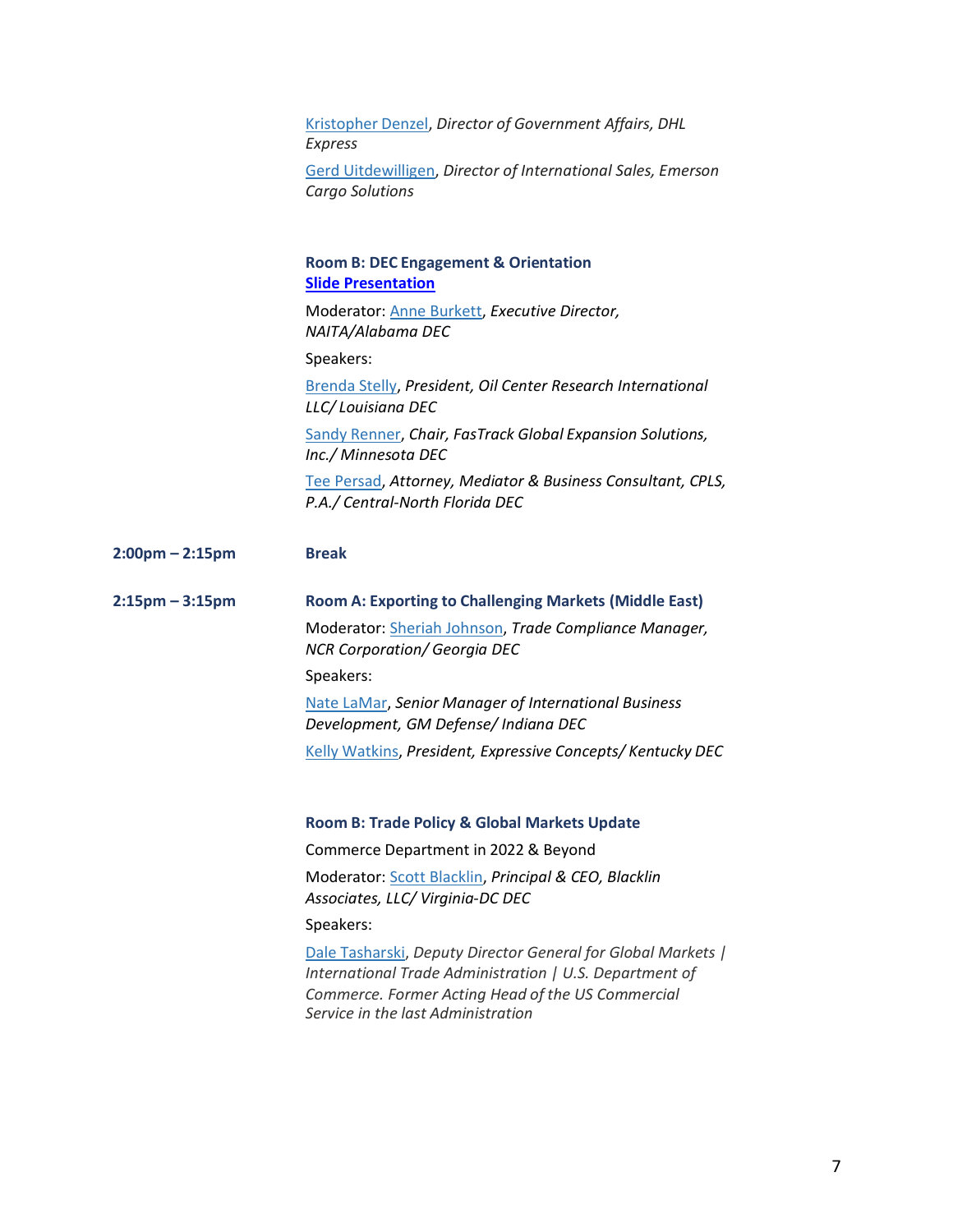[Kristopher Denzel](), *Director of Government Affairs, DHL Express*

[Gerd Uitdewilligen](), *Director of International Sales, Emerson Cargo Solutions*

**Room B: DEC Engagement & Orientation**
**[Slide Presentation]()**

Moderator: [Anne Burkett](), *Executive Director, NAITA/Alabama DEC*

Speakers:

[Brenda Stelly](), *President, Oil Center Research International LLC/ Louisiana DEC*

[Sandy Renner](), *Chair, FasTrack Global Expansion Solutions, Inc./ Minnesota DEC*

[Tee Persad](), *Attorney, Mediator & Business Consultant, CPLS, P.A./ Central-North Florida DEC*

**2:00pm – 2:15pm** **Break**

**2:15pm – 3:15pm** **Room A: Exporting to Challenging Markets (Middle East)**

Moderator: [Sheriah Johnson](), *Trade Compliance Manager, NCR Corporation/ Georgia DEC*

Speakers:

[Nate LaMar](), *Senior Manager of International Business Development, GM Defense/ Indiana DEC*

[Kelly Watkins](), *President, Expressive Concepts/ Kentucky DEC*

**Room B: Trade Policy & Global Markets Update**

Commerce Department in 2022 & Beyond

Moderator: [Scott Blacklin](), *Principal & CEO, Blacklin Associates, LLC/ Virginia-DC DEC*

Speakers:

[Dale Tasharski](), *Deputy Director General for Global Markets | International Trade Administration | U.S. Department of Commerce. Former Acting Head of the US Commercial Service in the last Administration*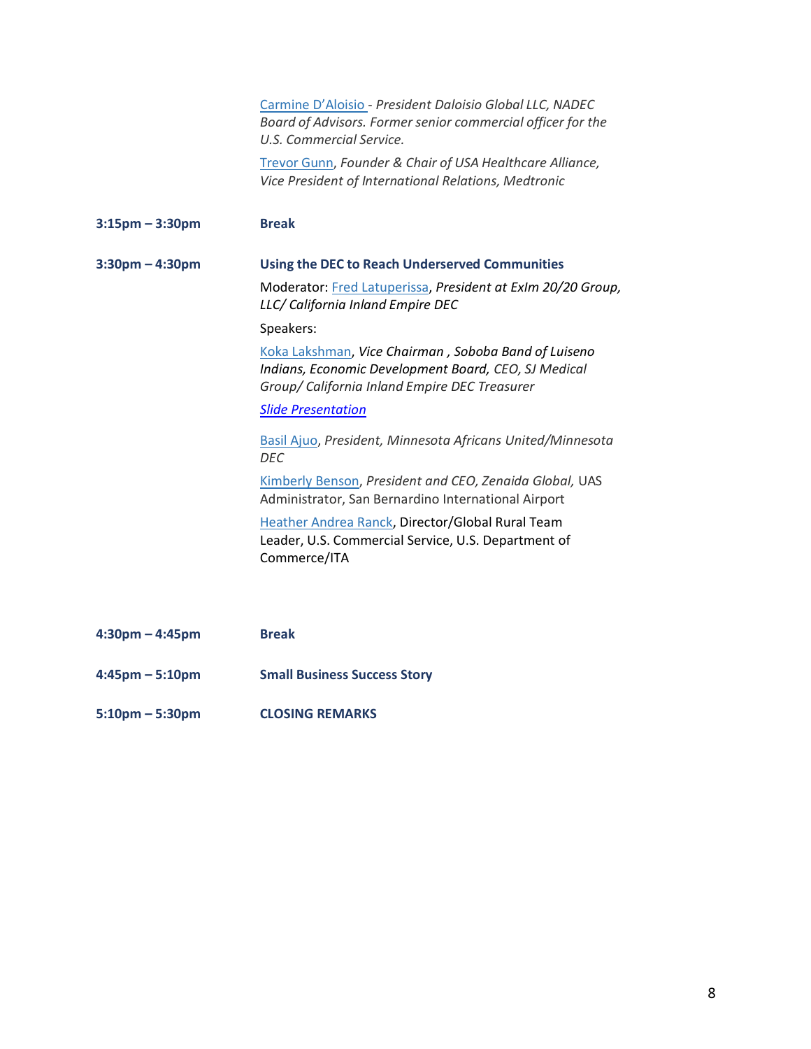Carmine D'Aloisio - *President Daloisio Global LLC, NADEC Board of Advisors. Former senior commercial officer for the U.S. Commercial Service.*

Trevor Gunn, *Founder & Chair of USA Healthcare Alliance, Vice President of International Relations, Medtronic*

**3:15pm – 3:30pm** **Break**

**3:30pm – 4:30pm** **Using the DEC to Reach Underserved Communities**

Moderator: Fred Latuperissa, *President at ExIm 20/20 Group, LLC/ California Inland Empire DEC*

Speakers:

Koka Lakshman, *Vice Chairman , Soboba Band of Luiseno Indians, Economic Development Board, CEO, SJ Medical Group/ California Inland Empire DEC Treasurer*

*Slide Presentation*

Basil Ajuo, *President, Minnesota Africans United/Minnesota DEC*

Kimberly Benson, *President and CEO, Zenaida Global,* UAS Administrator, San Bernardino International Airport

Heather Andrea Ranck, Director/Global Rural Team Leader, U.S. Commercial Service, U.S. Department of Commerce/ITA

**4:30pm – 4:45pm** **Break**

**4:45pm – 5:10pm** **Small Business Success Story**

**5:10pm – 5:30pm** **CLOSING REMARKS**